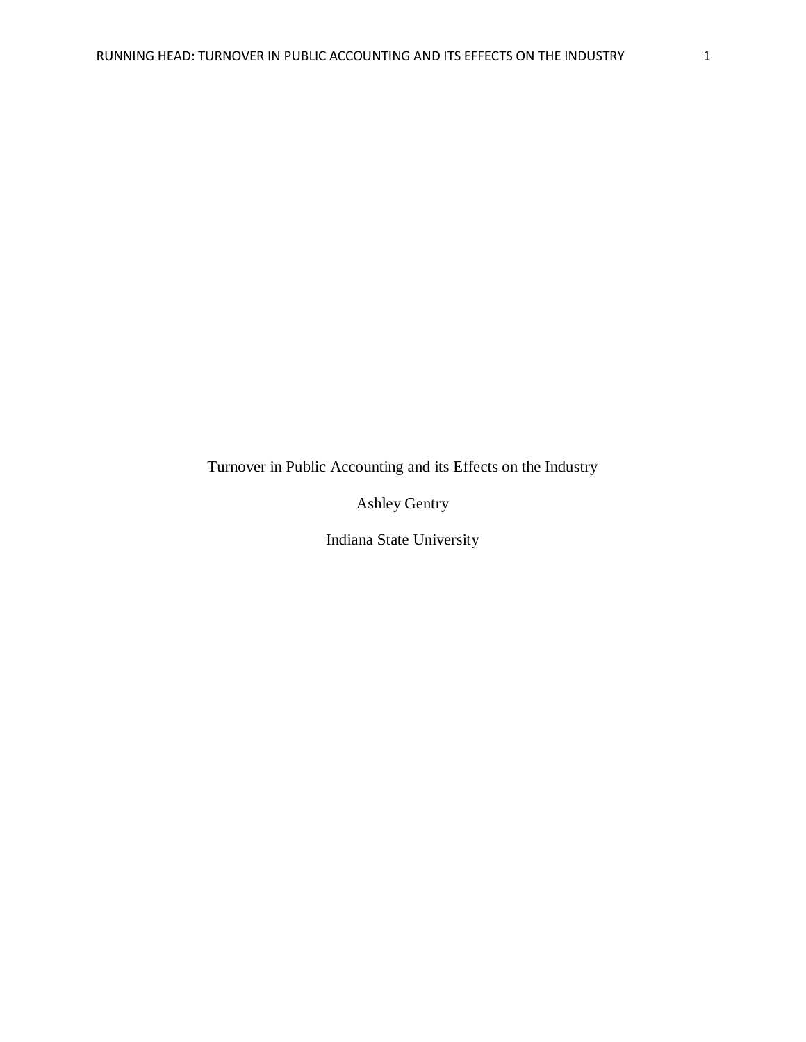Turnover in Public Accounting and its Effects on the Industry

Ashley Gentry

Indiana State University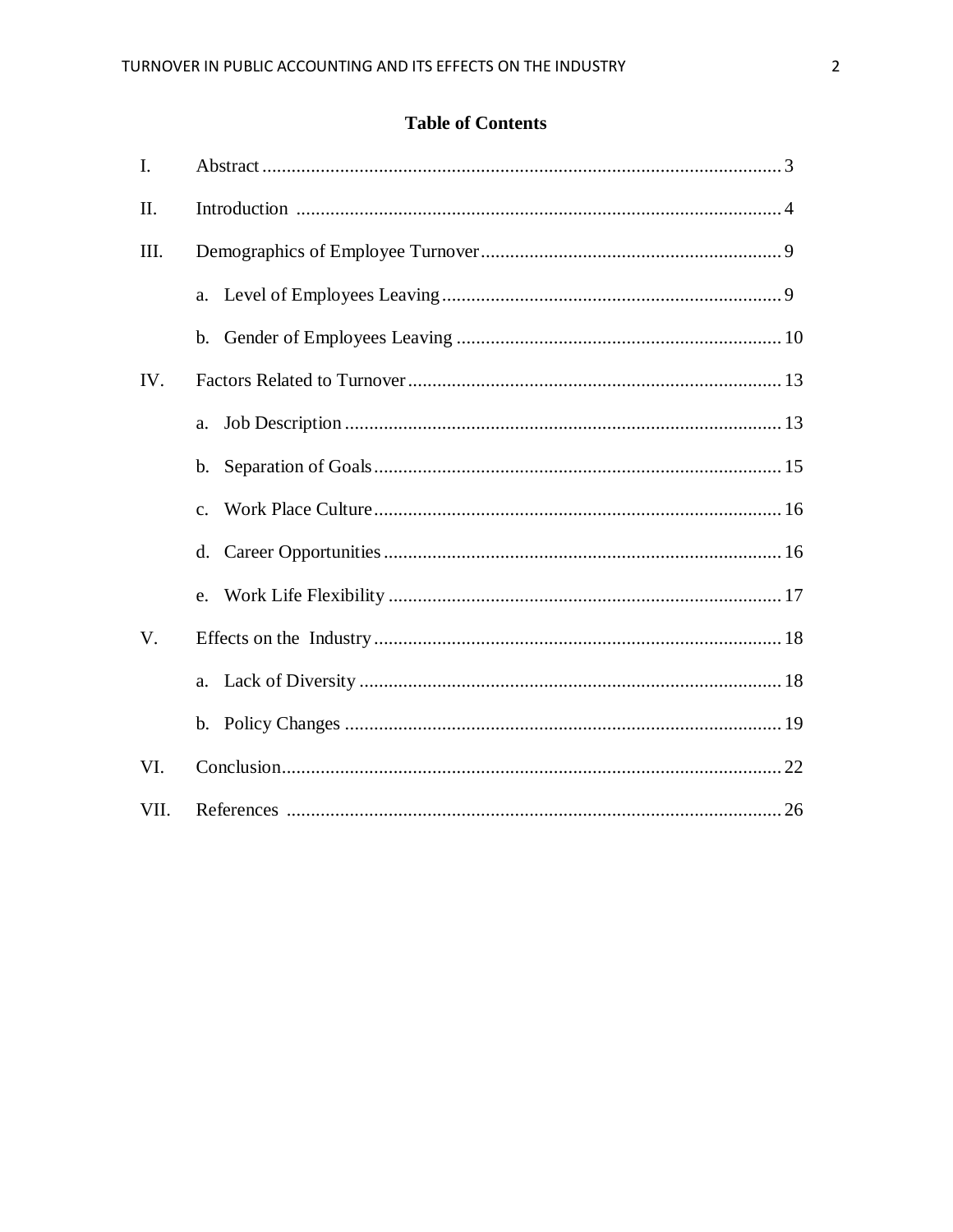# Table of Contents

| | | |
|---|---|---|
| I. | Abstract | 3 |
| II. | Introduction | 4 |
| III. | Demographics of Employee Turnover | 9 |
| | a. Level of Employees Leaving | 9 |
| | b. Gender of Employees Leaving | 10 |
| IV. | Factors Related to Turnover | 13 |
| | a. Job Description | 13 |
| | b. Separation of Goals | 15 |
| | c. Work Place Culture | 16 |
| | d. Career Opportunities | 16 |
| | e. Work Life Flexibility | 17 |
| V. | Effects on the Industry | 18 |
| | a. Lack of Diversity | 18 |
| | b. Policy Changes | 19 |
| VI. | Conclusion | 22 |
| VII. | References | 26 |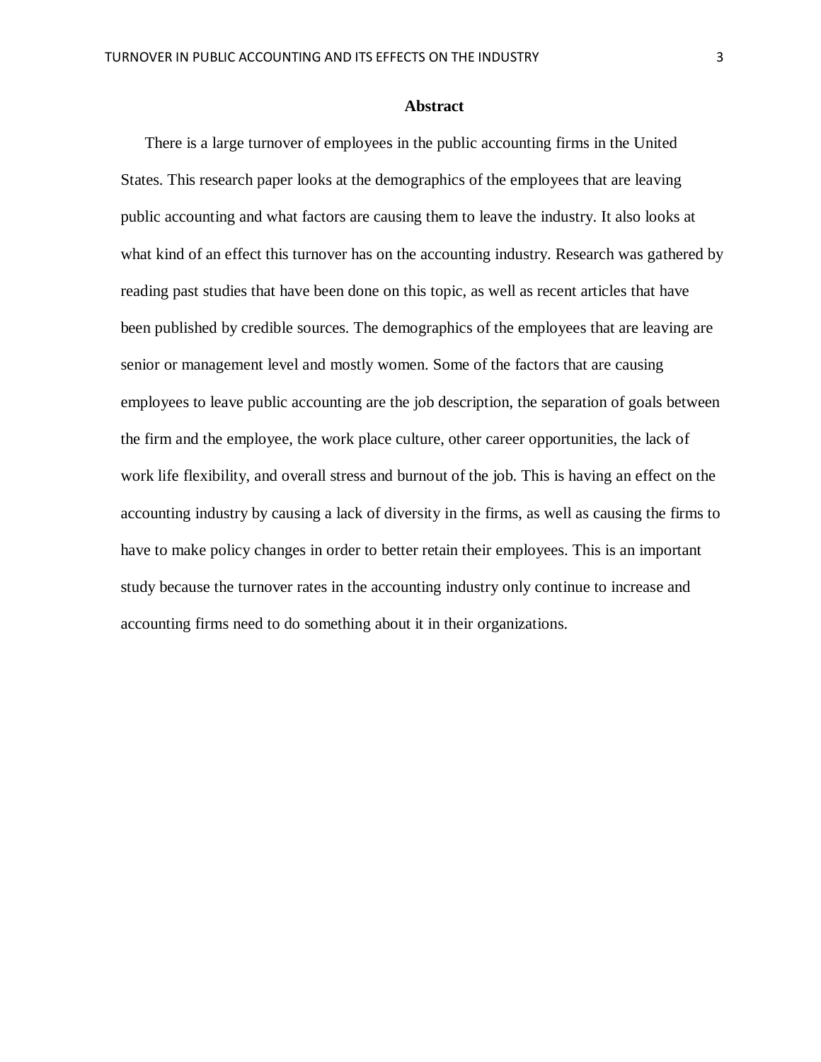## Abstract

There is a large turnover of employees in the public accounting firms in the United States. This research paper looks at the demographics of the employees that are leaving public accounting and what factors are causing them to leave the industry. It also looks at what kind of an effect this turnover has on the accounting industry. Research was gathered by reading past studies that have been done on this topic, as well as recent articles that have been published by credible sources. The demographics of the employees that are leaving are senior or management level and mostly women. Some of the factors that are causing employees to leave public accounting are the job description, the separation of goals between the firm and the employee, the work place culture, other career opportunities, the lack of work life flexibility, and overall stress and burnout of the job. This is having an effect on the accounting industry by causing a lack of diversity in the firms, as well as causing the firms to have to make policy changes in order to better retain their employees. This is an important study because the turnover rates in the accounting industry only continue to increase and accounting firms need to do something about it in their organizations.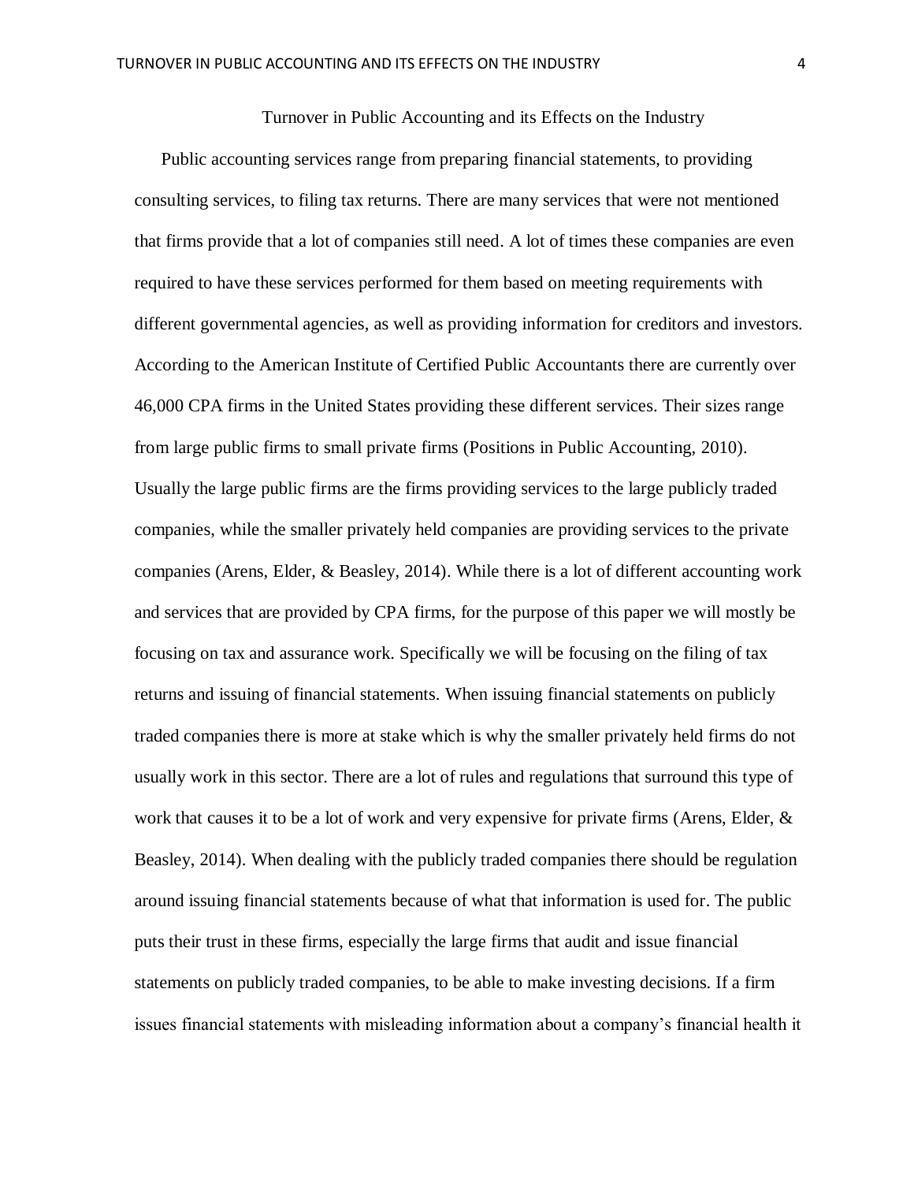# Turnover in Public Accounting and its Effects on the Industry

Public accounting services range from preparing financial statements, to providing consulting services, to filing tax returns. There are many services that were not mentioned that firms provide that a lot of companies still need. A lot of times these companies are even required to have these services performed for them based on meeting requirements with different governmental agencies, as well as providing information for creditors and investors. According to the American Institute of Certified Public Accountants there are currently over 46,000 CPA firms in the United States providing these different services. Their sizes range from large public firms to small private firms (Positions in Public Accounting, 2010). Usually the large public firms are the firms providing services to the large publicly traded companies, while the smaller privately held companies are providing services to the private companies (Arens, Elder, & Beasley, 2014). While there is a lot of different accounting work and services that are provided by CPA firms, for the purpose of this paper we will mostly be focusing on tax and assurance work. Specifically we will be focusing on the filing of tax returns and issuing of financial statements. When issuing financial statements on publicly traded companies there is more at stake which is why the smaller privately held firms do not usually work in this sector. There are a lot of rules and regulations that surround this type of work that causes it to be a lot of work and very expensive for private firms (Arens, Elder, & Beasley, 2014). When dealing with the publicly traded companies there should be regulation around issuing financial statements because of what that information is used for. The public puts their trust in these firms, especially the large firms that audit and issue financial statements on publicly traded companies, to be able to make investing decisions. If a firm issues financial statements with misleading information about a company's financial health it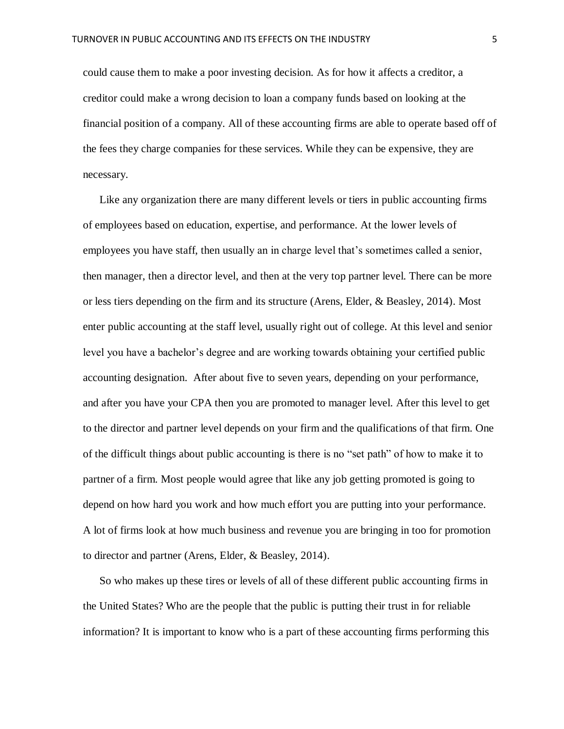could cause them to make a poor investing decision. As for how it affects a creditor, a creditor could make a wrong decision to loan a company funds based on looking at the financial position of a company. All of these accounting firms are able to operate based off of the fees they charge companies for these services. While they can be expensive, they are necessary.

Like any organization there are many different levels or tiers in public accounting firms of employees based on education, expertise, and performance. At the lower levels of employees you have staff, then usually an in charge level that's sometimes called a senior, then manager, then a director level, and then at the very top partner level. There can be more or less tiers depending on the firm and its structure (Arens, Elder, & Beasley, 2014). Most enter public accounting at the staff level, usually right out of college. At this level and senior level you have a bachelor's degree and are working towards obtaining your certified public accounting designation. After about five to seven years, depending on your performance, and after you have your CPA then you are promoted to manager level. After this level to get to the director and partner level depends on your firm and the qualifications of that firm. One of the difficult things about public accounting is there is no "set path" of how to make it to partner of a firm. Most people would agree that like any job getting promoted is going to depend on how hard you work and how much effort you are putting into your performance. A lot of firms look at how much business and revenue you are bringing in too for promotion to director and partner (Arens, Elder, & Beasley, 2014).

So who makes up these tires or levels of all of these different public accounting firms in the United States? Who are the people that the public is putting their trust in for reliable information? It is important to know who is a part of these accounting firms performing this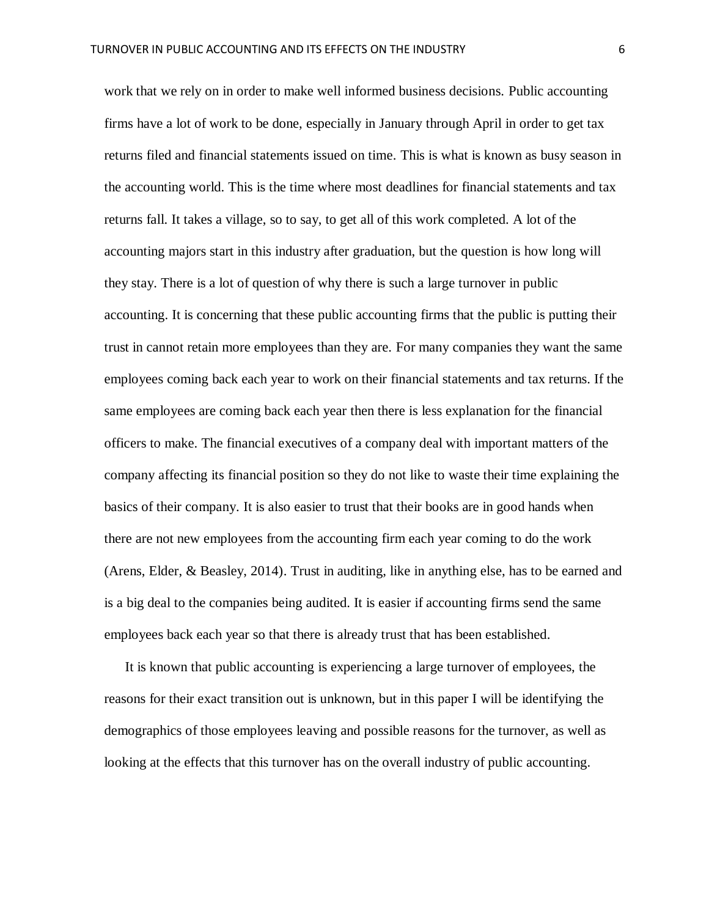work that we rely on in order to make well informed business decisions. Public accounting firms have a lot of work to be done, especially in January through April in order to get tax returns filed and financial statements issued on time. This is what is known as busy season in the accounting world. This is the time where most deadlines for financial statements and tax returns fall. It takes a village, so to say, to get all of this work completed. A lot of the accounting majors start in this industry after graduation, but the question is how long will they stay. There is a lot of question of why there is such a large turnover in public accounting. It is concerning that these public accounting firms that the public is putting their trust in cannot retain more employees than they are. For many companies they want the same employees coming back each year to work on their financial statements and tax returns. If the same employees are coming back each year then there is less explanation for the financial officers to make. The financial executives of a company deal with important matters of the company affecting its financial position so they do not like to waste their time explaining the basics of their company. It is also easier to trust that their books are in good hands when there are not new employees from the accounting firm each year coming to do the work (Arens, Elder, & Beasley, 2014). Trust in auditing, like in anything else, has to be earned and is a big deal to the companies being audited. It is easier if accounting firms send the same employees back each year so that there is already trust that has been established.

It is known that public accounting is experiencing a large turnover of employees, the reasons for their exact transition out is unknown, but in this paper I will be identifying the demographics of those employees leaving and possible reasons for the turnover, as well as looking at the effects that this turnover has on the overall industry of public accounting.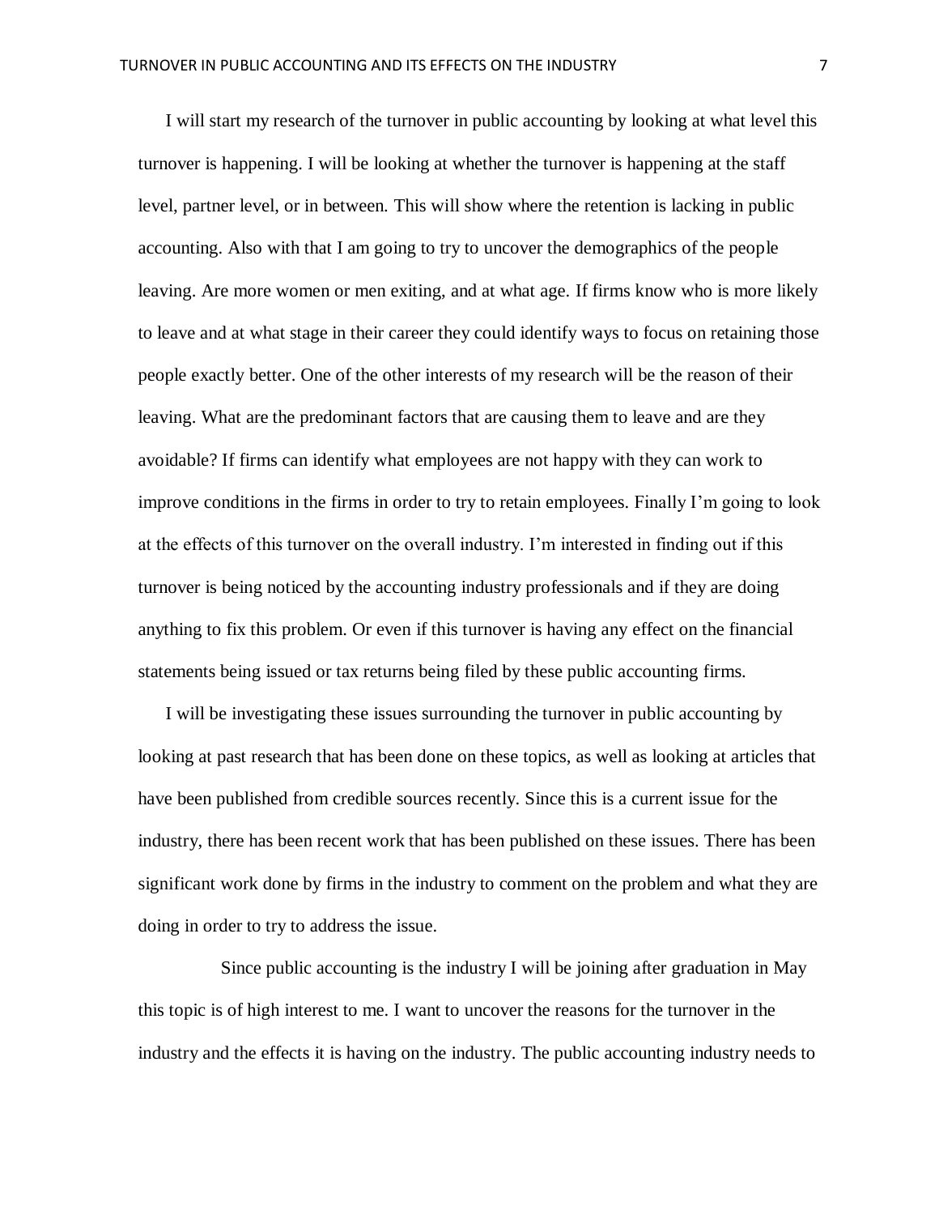I will start my research of the turnover in public accounting by looking at what level this turnover is happening. I will be looking at whether the turnover is happening at the staff level, partner level, or in between. This will show where the retention is lacking in public accounting. Also with that I am going to try to uncover the demographics of the people leaving. Are more women or men exiting, and at what age. If firms know who is more likely to leave and at what stage in their career they could identify ways to focus on retaining those people exactly better. One of the other interests of my research will be the reason of their leaving. What are the predominant factors that are causing them to leave and are they avoidable? If firms can identify what employees are not happy with they can work to improve conditions in the firms in order to try to retain employees. Finally I'm going to look at the effects of this turnover on the overall industry. I'm interested in finding out if this turnover is being noticed by the accounting industry professionals and if they are doing anything to fix this problem. Or even if this turnover is having any effect on the financial statements being issued or tax returns being filed by these public accounting firms.

I will be investigating these issues surrounding the turnover in public accounting by looking at past research that has been done on these topics, as well as looking at articles that have been published from credible sources recently. Since this is a current issue for the industry, there has been recent work that has been published on these issues. There has been significant work done by firms in the industry to comment on the problem and what they are doing in order to try to address the issue.

Since public accounting is the industry I will be joining after graduation in May this topic is of high interest to me. I want to uncover the reasons for the turnover in the industry and the effects it is having on the industry. The public accounting industry needs to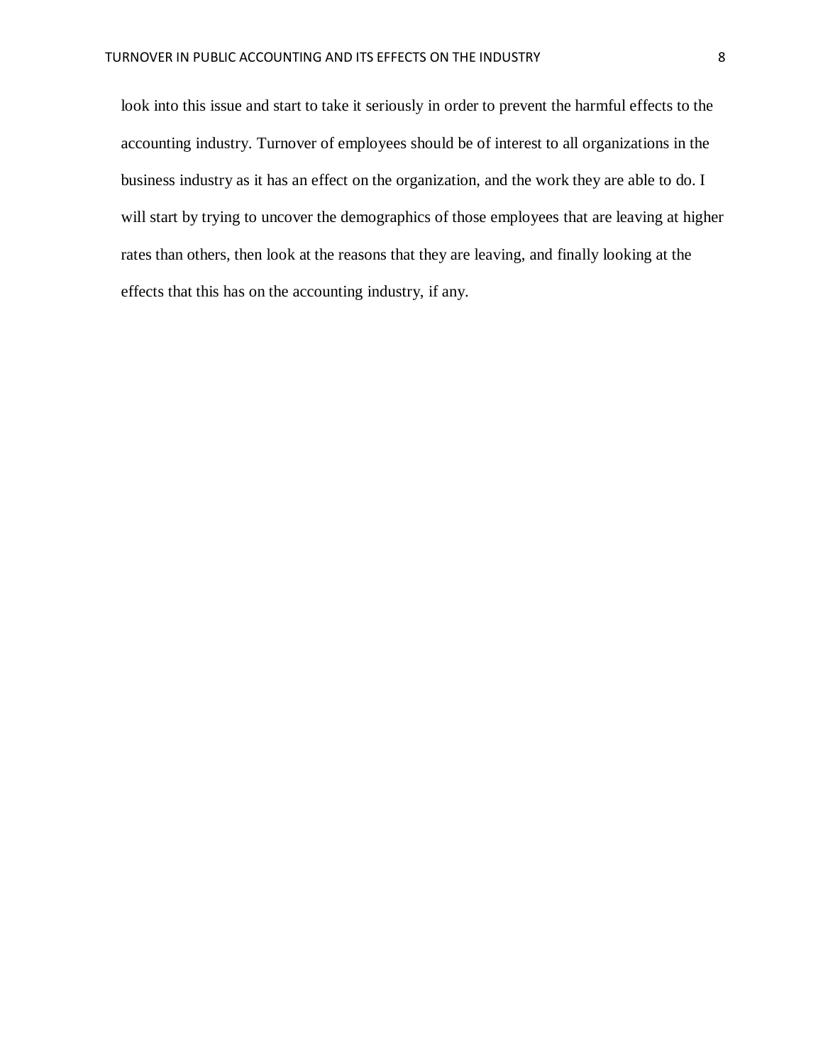look into this issue and start to take it seriously in order to prevent the harmful effects to the accounting industry. Turnover of employees should be of interest to all organizations in the business industry as it has an effect on the organization, and the work they are able to do. I will start by trying to uncover the demographics of those employees that are leaving at higher rates than others, then look at the reasons that they are leaving, and finally looking at the effects that this has on the accounting industry, if any.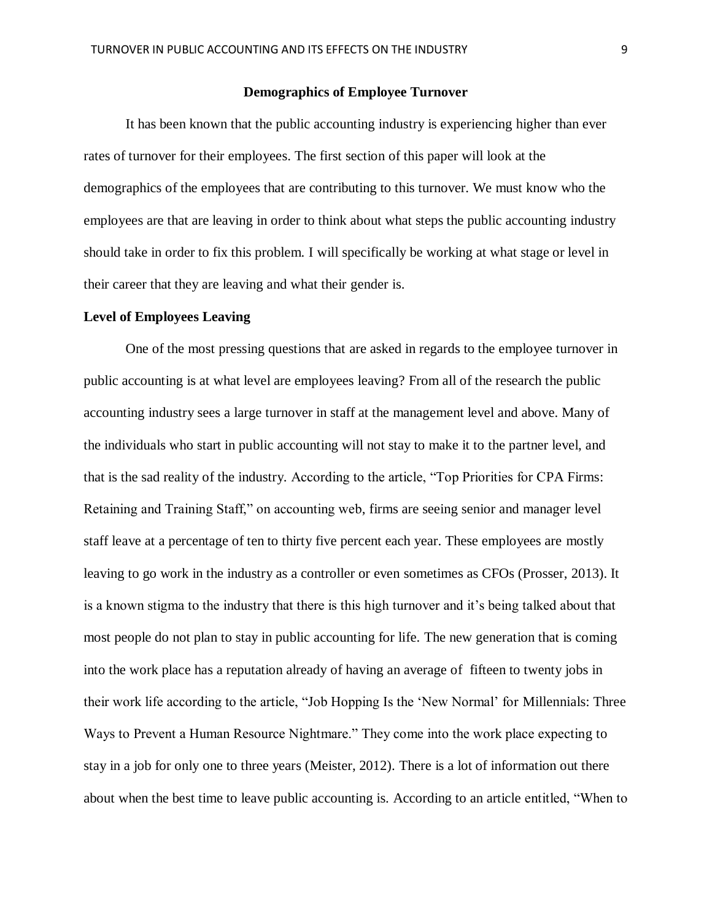## Demographics of Employee Turnover

It has been known that the public accounting industry is experiencing higher than ever rates of turnover for their employees. The first section of this paper will look at the demographics of the employees that are contributing to this turnover. We must know who the employees are that are leaving in order to think about what steps the public accounting industry should take in order to fix this problem. I will specifically be working at what stage or level in their career that they are leaving and what their gender is.

### Level of Employees Leaving

One of the most pressing questions that are asked in regards to the employee turnover in public accounting is at what level are employees leaving? From all of the research the public accounting industry sees a large turnover in staff at the management level and above. Many of the individuals who start in public accounting will not stay to make it to the partner level, and that is the sad reality of the industry. According to the article, "Top Priorities for CPA Firms: Retaining and Training Staff," on accounting web, firms are seeing senior and manager level staff leave at a percentage of ten to thirty five percent each year. These employees are mostly leaving to go work in the industry as a controller or even sometimes as CFOs (Prosser, 2013). It is a known stigma to the industry that there is this high turnover and it's being talked about that most people do not plan to stay in public accounting for life. The new generation that is coming into the work place has a reputation already of having an average of fifteen to twenty jobs in their work life according to the article, "Job Hopping Is the 'New Normal' for Millennials: Three Ways to Prevent a Human Resource Nightmare." They come into the work place expecting to stay in a job for only one to three years (Meister, 2012). There is a lot of information out there about when the best time to leave public accounting is. According to an article entitled, "When to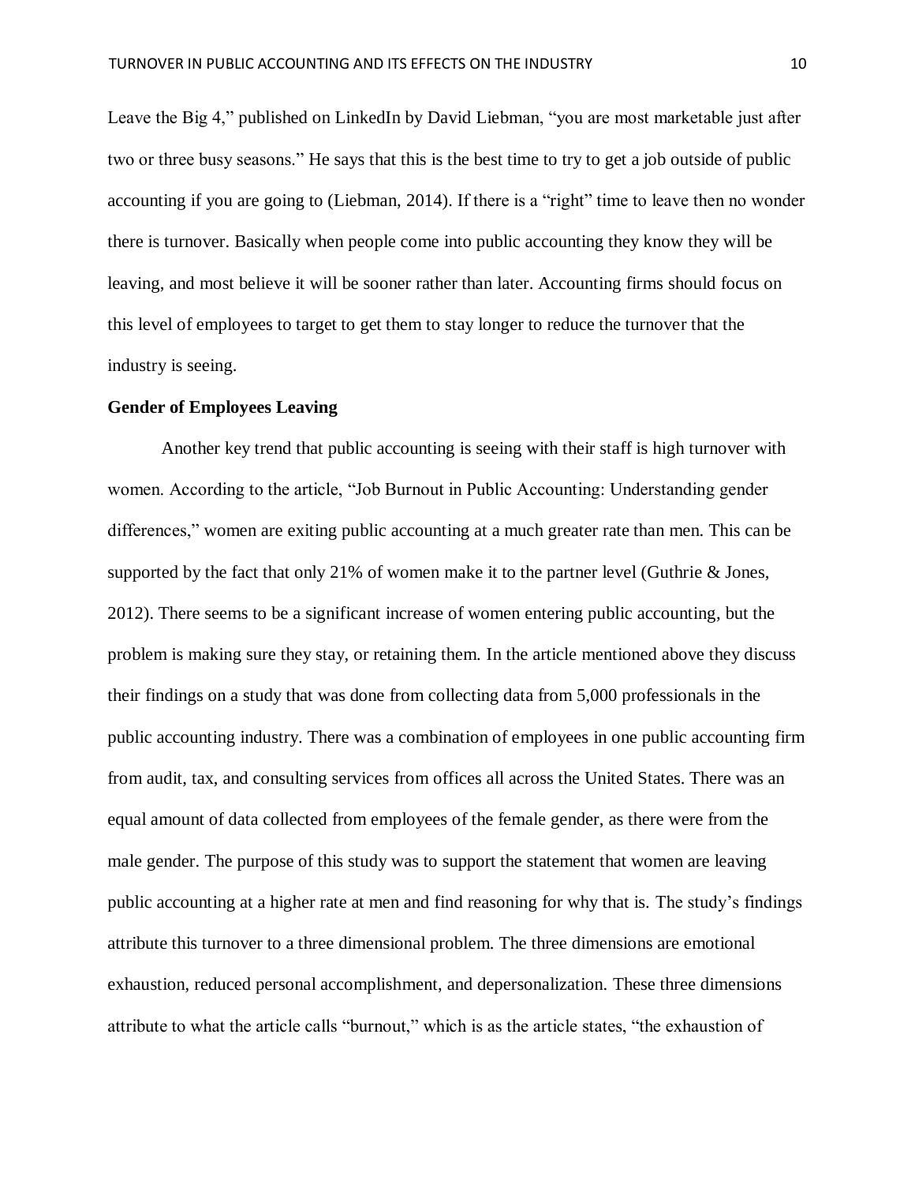Leave the Big 4," published on LinkedIn by David Liebman, "you are most marketable just after two or three busy seasons." He says that this is the best time to try to get a job outside of public accounting if you are going to (Liebman, 2014). If there is a "right" time to leave then no wonder there is turnover. Basically when people come into public accounting they know they will be leaving, and most believe it will be sooner rather than later. Accounting firms should focus on this level of employees to target to get them to stay longer to reduce the turnover that the industry is seeing.

**Gender of Employees Leaving**

Another key trend that public accounting is seeing with their staff is high turnover with women. According to the article, "Job Burnout in Public Accounting: Understanding gender differences," women are exiting public accounting at a much greater rate than men. This can be supported by the fact that only 21% of women make it to the partner level (Guthrie & Jones, 2012). There seems to be a significant increase of women entering public accounting, but the problem is making sure they stay, or retaining them. In the article mentioned above they discuss their findings on a study that was done from collecting data from 5,000 professionals in the public accounting industry. There was a combination of employees in one public accounting firm from audit, tax, and consulting services from offices all across the United States. There was an equal amount of data collected from employees of the female gender, as there were from the male gender. The purpose of this study was to support the statement that women are leaving public accounting at a higher rate at men and find reasoning for why that is. The study's findings attribute this turnover to a three dimensional problem. The three dimensions are emotional exhaustion, reduced personal accomplishment, and depersonalization. These three dimensions attribute to what the article calls "burnout," which is as the article states, "the exhaustion of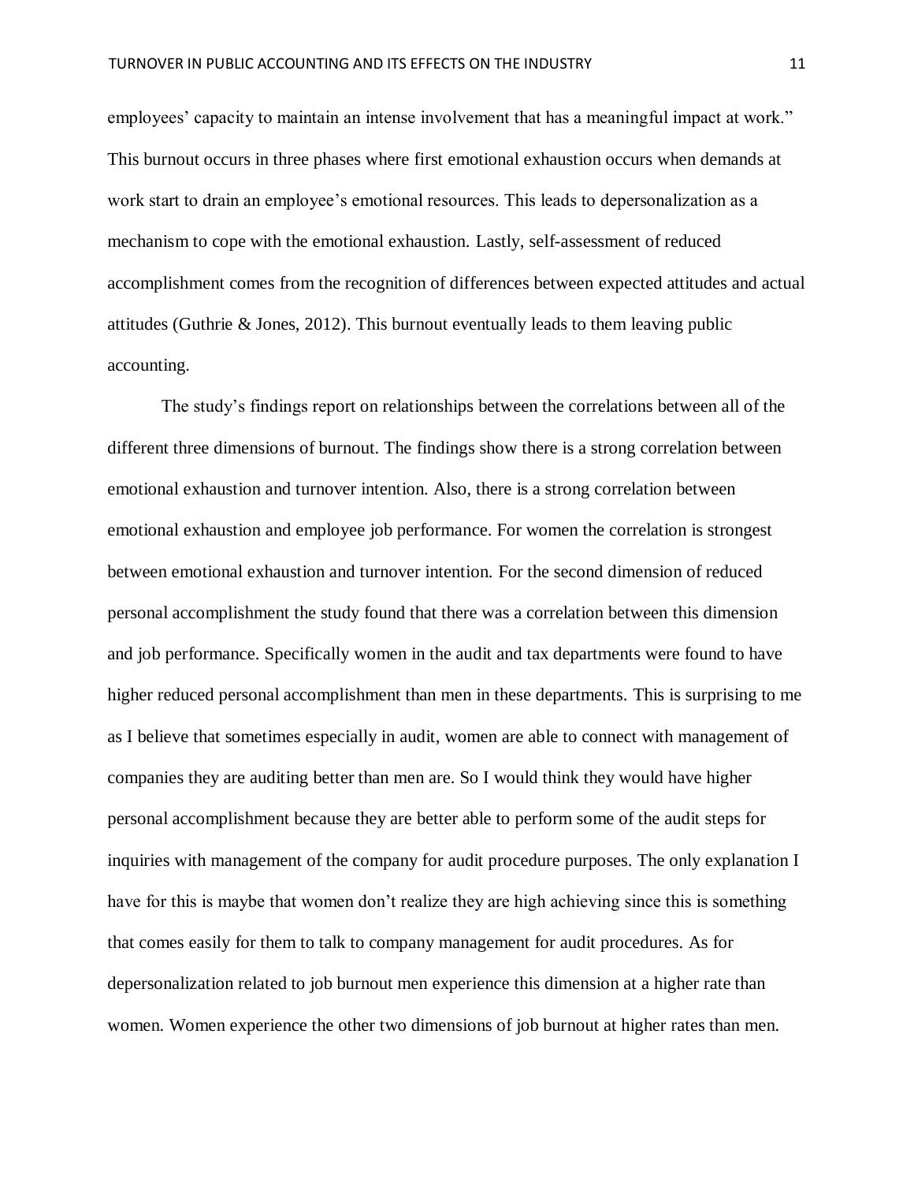employees' capacity to maintain an intense involvement that has a meaningful impact at work." This burnout occurs in three phases where first emotional exhaustion occurs when demands at work start to drain an employee's emotional resources. This leads to depersonalization as a mechanism to cope with the emotional exhaustion. Lastly, self-assessment of reduced accomplishment comes from the recognition of differences between expected attitudes and actual attitudes (Guthrie & Jones, 2012). This burnout eventually leads to them leaving public accounting.

The study's findings report on relationships between the correlations between all of the different three dimensions of burnout. The findings show there is a strong correlation between emotional exhaustion and turnover intention. Also, there is a strong correlation between emotional exhaustion and employee job performance. For women the correlation is strongest between emotional exhaustion and turnover intention. For the second dimension of reduced personal accomplishment the study found that there was a correlation between this dimension and job performance. Specifically women in the audit and tax departments were found to have higher reduced personal accomplishment than men in these departments. This is surprising to me as I believe that sometimes especially in audit, women are able to connect with management of companies they are auditing better than men are. So I would think they would have higher personal accomplishment because they are better able to perform some of the audit steps for inquiries with management of the company for audit procedure purposes. The only explanation I have for this is maybe that women don't realize they are high achieving since this is something that comes easily for them to talk to company management for audit procedures. As for depersonalization related to job burnout men experience this dimension at a higher rate than women. Women experience the other two dimensions of job burnout at higher rates than men.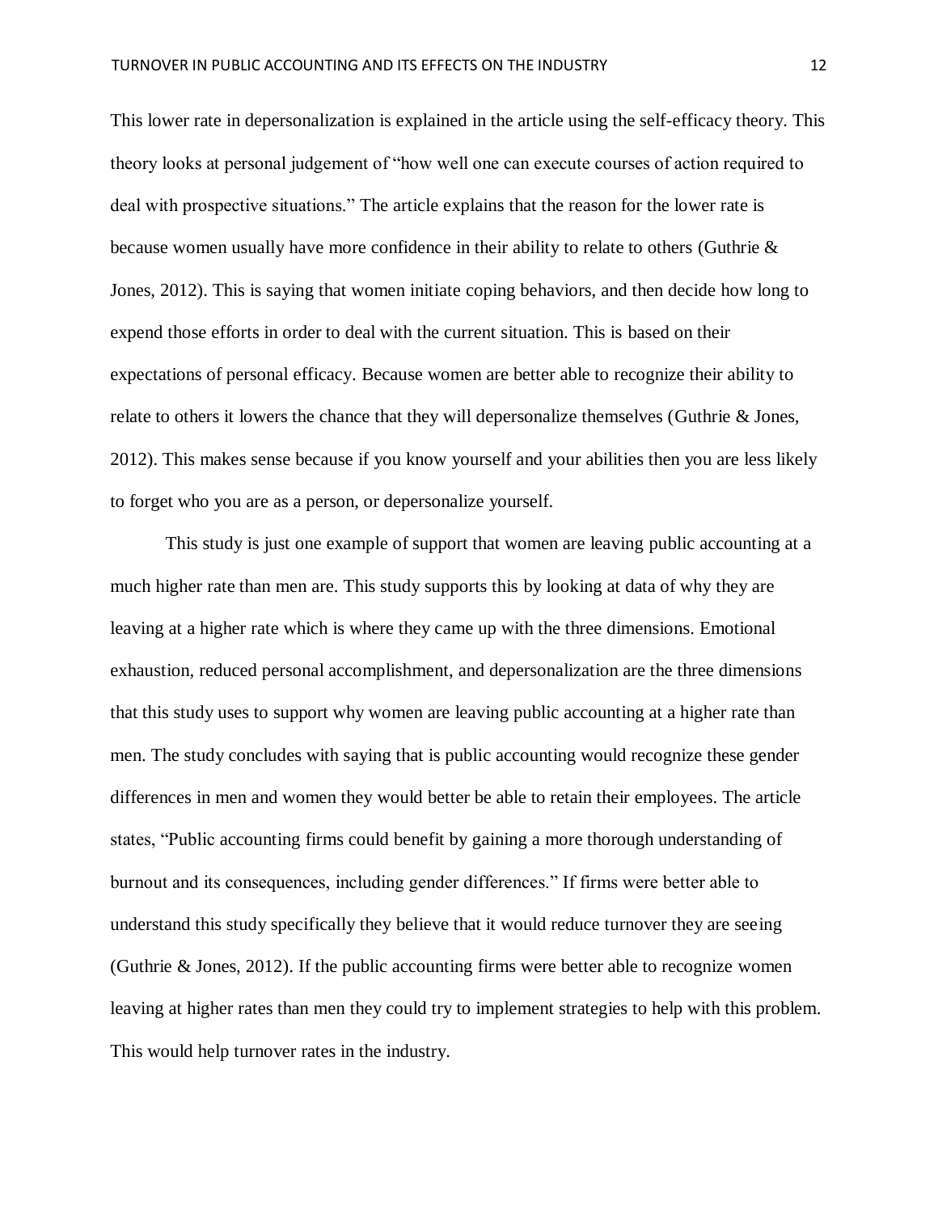This lower rate in depersonalization is explained in the article using the self-efficacy theory. This theory looks at personal judgement of "how well one can execute courses of action required to deal with prospective situations." The article explains that the reason for the lower rate is because women usually have more confidence in their ability to relate to others (Guthrie & Jones, 2012). This is saying that women initiate coping behaviors, and then decide how long to expend those efforts in order to deal with the current situation. This is based on their expectations of personal efficacy. Because women are better able to recognize their ability to relate to others it lowers the chance that they will depersonalize themselves (Guthrie & Jones, 2012). This makes sense because if you know yourself and your abilities then you are less likely to forget who you are as a person, or depersonalize yourself.

This study is just one example of support that women are leaving public accounting at a much higher rate than men are. This study supports this by looking at data of why they are leaving at a higher rate which is where they came up with the three dimensions. Emotional exhaustion, reduced personal accomplishment, and depersonalization are the three dimensions that this study uses to support why women are leaving public accounting at a higher rate than men. The study concludes with saying that is public accounting would recognize these gender differences in men and women they would better be able to retain their employees. The article states, "Public accounting firms could benefit by gaining a more thorough understanding of burnout and its consequences, including gender differences." If firms were better able to understand this study specifically they believe that it would reduce turnover they are seeing (Guthrie & Jones, 2012). If the public accounting firms were better able to recognize women leaving at higher rates than men they could try to implement strategies to help with this problem. This would help turnover rates in the industry.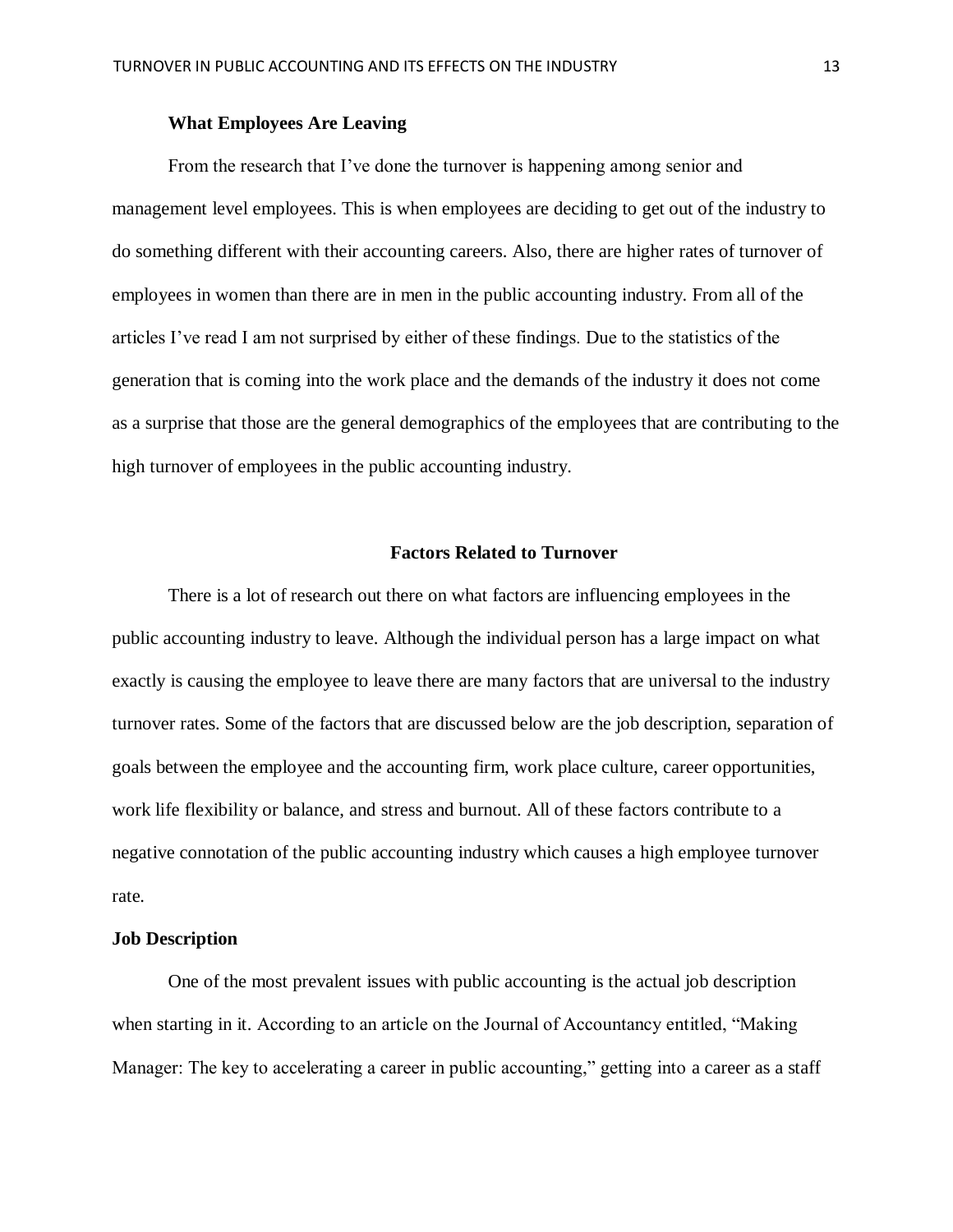### What Employees Are Leaving

From the research that I've done the turnover is happening among senior and management level employees. This is when employees are deciding to get out of the industry to do something different with their accounting careers. Also, there are higher rates of turnover of employees in women than there are in men in the public accounting industry. From all of the articles I've read I am not surprised by either of these findings. Due to the statistics of the generation that is coming into the work place and the demands of the industry it does not come as a surprise that those are the general demographics of the employees that are contributing to the high turnover of employees in the public accounting industry.

## Factors Related to Turnover

There is a lot of research out there on what factors are influencing employees in the public accounting industry to leave. Although the individual person has a large impact on what exactly is causing the employee to leave there are many factors that are universal to the industry turnover rates. Some of the factors that are discussed below are the job description, separation of goals between the employee and the accounting firm, work place culture, career opportunities, work life flexibility or balance, and stress and burnout. All of these factors contribute to a negative connotation of the public accounting industry which causes a high employee turnover rate.

### Job Description

One of the most prevalent issues with public accounting is the actual job description when starting in it. According to an article on the Journal of Accountancy entitled, "Making Manager: The key to accelerating a career in public accounting," getting into a career as a staff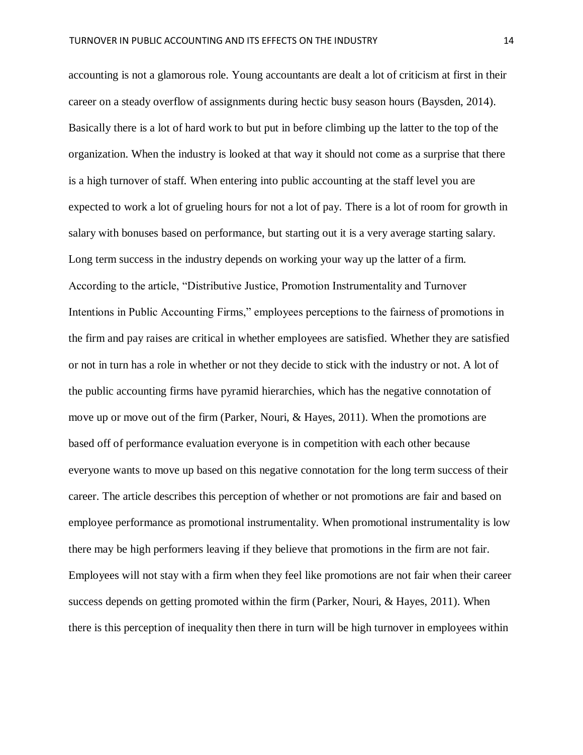accounting is not a glamorous role. Young accountants are dealt a lot of criticism at first in their career on a steady overflow of assignments during hectic busy season hours (Baysden, 2014). Basically there is a lot of hard work to but put in before climbing up the latter to the top of the organization. When the industry is looked at that way it should not come as a surprise that there is a high turnover of staff. When entering into public accounting at the staff level you are expected to work a lot of grueling hours for not a lot of pay. There is a lot of room for growth in salary with bonuses based on performance, but starting out it is a very average starting salary. Long term success in the industry depends on working your way up the latter of a firm. According to the article, "Distributive Justice, Promotion Instrumentality and Turnover Intentions in Public Accounting Firms," employees perceptions to the fairness of promotions in the firm and pay raises are critical in whether employees are satisfied. Whether they are satisfied or not in turn has a role in whether or not they decide to stick with the industry or not. A lot of the public accounting firms have pyramid hierarchies, which has the negative connotation of move up or move out of the firm (Parker, Nouri, & Hayes, 2011). When the promotions are based off of performance evaluation everyone is in competition with each other because everyone wants to move up based on this negative connotation for the long term success of their career. The article describes this perception of whether or not promotions are fair and based on employee performance as promotional instrumentality. When promotional instrumentality is low there may be high performers leaving if they believe that promotions in the firm are not fair. Employees will not stay with a firm when they feel like promotions are not fair when their career success depends on getting promoted within the firm (Parker, Nouri, & Hayes, 2011). When there is this perception of inequality then there in turn will be high turnover in employees within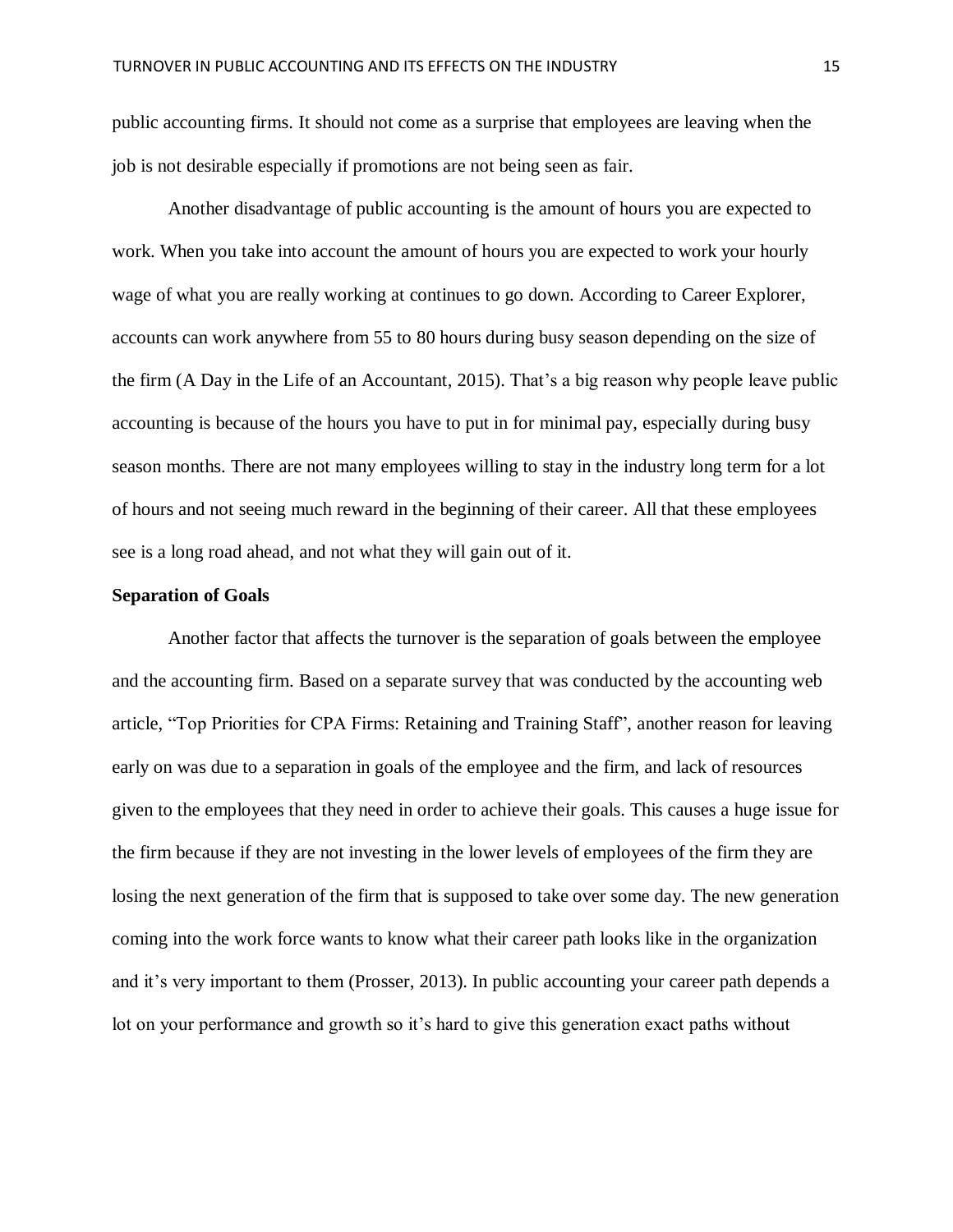public accounting firms. It should not come as a surprise that employees are leaving when the job is not desirable especially if promotions are not being seen as fair.

Another disadvantage of public accounting is the amount of hours you are expected to work. When you take into account the amount of hours you are expected to work your hourly wage of what you are really working at continues to go down. According to Career Explorer, accounts can work anywhere from 55 to 80 hours during busy season depending on the size of the firm (A Day in the Life of an Accountant, 2015). That's a big reason why people leave public accounting is because of the hours you have to put in for minimal pay, especially during busy season months. There are not many employees willing to stay in the industry long term for a lot of hours and not seeing much reward in the beginning of their career. All that these employees see is a long road ahead, and not what they will gain out of it.

**Separation of Goals**

Another factor that affects the turnover is the separation of goals between the employee and the accounting firm. Based on a separate survey that was conducted by the accounting web article, "Top Priorities for CPA Firms: Retaining and Training Staff", another reason for leaving early on was due to a separation in goals of the employee and the firm, and lack of resources given to the employees that they need in order to achieve their goals. This causes a huge issue for the firm because if they are not investing in the lower levels of employees of the firm they are losing the next generation of the firm that is supposed to take over some day. The new generation coming into the work force wants to know what their career path looks like in the organization and it's very important to them (Prosser, 2013). In public accounting your career path depends a lot on your performance and growth so it's hard to give this generation exact paths without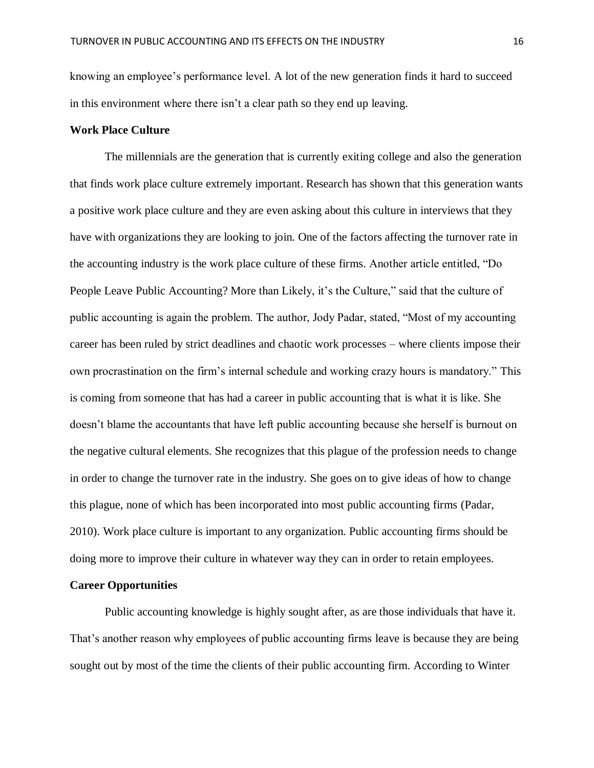knowing an employee's performance level. A lot of the new generation finds it hard to succeed in this environment where there isn't a clear path so they end up leaving.

### Work Place Culture

The millennials are the generation that is currently exiting college and also the generation that finds work place culture extremely important. Research has shown that this generation wants a positive work place culture and they are even asking about this culture in interviews that they have with organizations they are looking to join. One of the factors affecting the turnover rate in the accounting industry is the work place culture of these firms. Another article entitled, "Do People Leave Public Accounting? More than Likely, it's the Culture," said that the culture of public accounting is again the problem. The author, Jody Padar, stated, "Most of my accounting career has been ruled by strict deadlines and chaotic work processes – where clients impose their own procrastination on the firm's internal schedule and working crazy hours is mandatory." This is coming from someone that has had a career in public accounting that is what it is like. She doesn't blame the accountants that have left public accounting because she herself is burnout on the negative cultural elements. She recognizes that this plague of the profession needs to change in order to change the turnover rate in the industry. She goes on to give ideas of how to change this plague, none of which has been incorporated into most public accounting firms (Padar, 2010). Work place culture is important to any organization. Public accounting firms should be doing more to improve their culture in whatever way they can in order to retain employees.

### Career Opportunities

Public accounting knowledge is highly sought after, as are those individuals that have it. That's another reason why employees of public accounting firms leave is because they are being sought out by most of the time the clients of their public accounting firm. According to Winter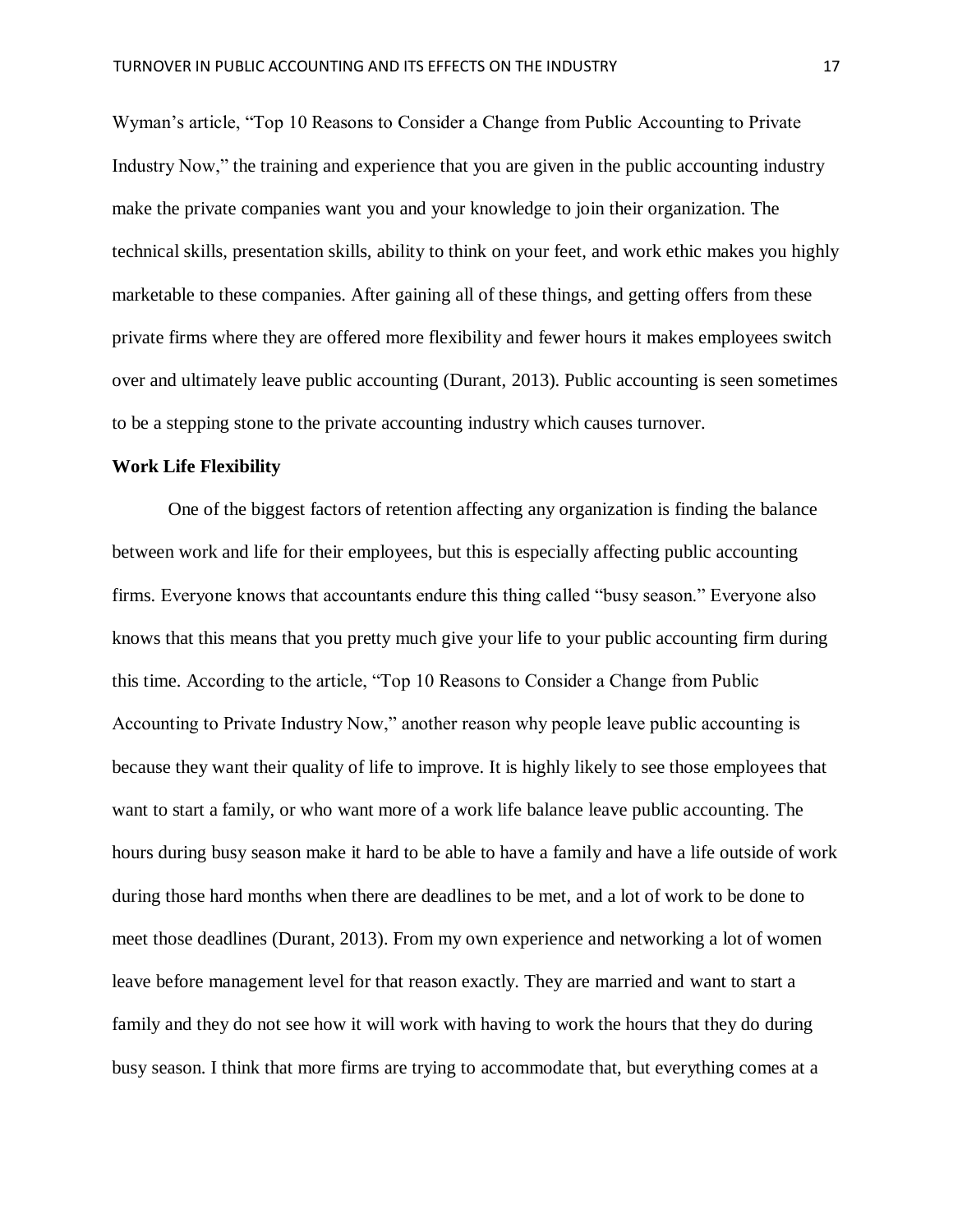Wyman's article, "Top 10 Reasons to Consider a Change from Public Accounting to Private Industry Now," the training and experience that you are given in the public accounting industry make the private companies want you and your knowledge to join their organization. The technical skills, presentation skills, ability to think on your feet, and work ethic makes you highly marketable to these companies. After gaining all of these things, and getting offers from these private firms where they are offered more flexibility and fewer hours it makes employees switch over and ultimately leave public accounting (Durant, 2013). Public accounting is seen sometimes to be a stepping stone to the private accounting industry which causes turnover.

**Work Life Flexibility**

One of the biggest factors of retention affecting any organization is finding the balance between work and life for their employees, but this is especially affecting public accounting firms. Everyone knows that accountants endure this thing called "busy season." Everyone also knows that this means that you pretty much give your life to your public accounting firm during this time. According to the article, "Top 10 Reasons to Consider a Change from Public Accounting to Private Industry Now," another reason why people leave public accounting is because they want their quality of life to improve. It is highly likely to see those employees that want to start a family, or who want more of a work life balance leave public accounting. The hours during busy season make it hard to be able to have a family and have a life outside of work during those hard months when there are deadlines to be met, and a lot of work to be done to meet those deadlines (Durant, 2013). From my own experience and networking a lot of women leave before management level for that reason exactly. They are married and want to start a family and they do not see how it will work with having to work the hours that they do during busy season. I think that more firms are trying to accommodate that, but everything comes at a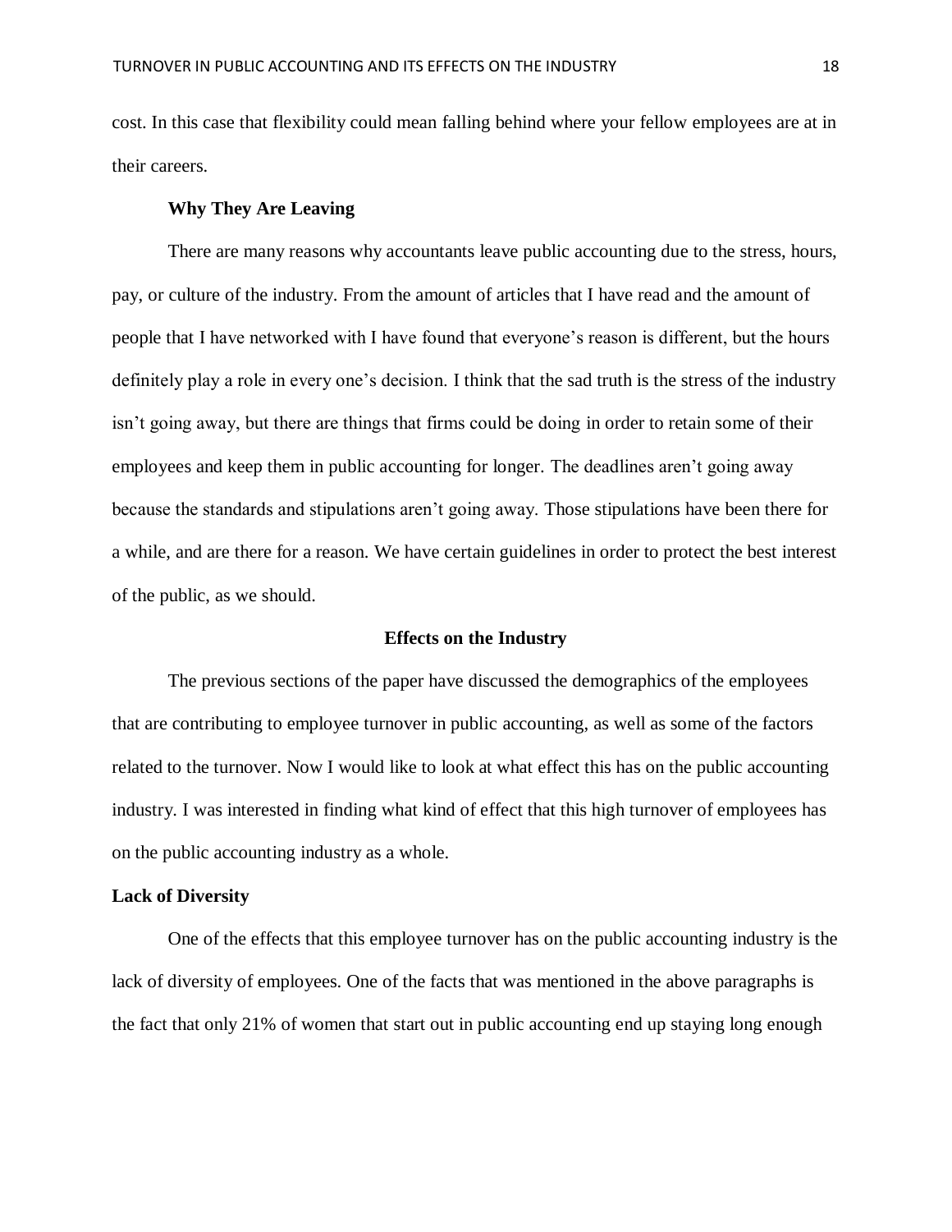cost. In this case that flexibility could mean falling behind where your fellow employees are at in their careers.

### Why They Are Leaving

There are many reasons why accountants leave public accounting due to the stress, hours, pay, or culture of the industry. From the amount of articles that I have read and the amount of people that I have networked with I have found that everyone's reason is different, but the hours definitely play a role in every one's decision. I think that the sad truth is the stress of the industry isn't going away, but there are things that firms could be doing in order to retain some of their employees and keep them in public accounting for longer. The deadlines aren't going away because the standards and stipulations aren't going away. Those stipulations have been there for a while, and are there for a reason. We have certain guidelines in order to protect the best interest of the public, as we should.

## Effects on the Industry

The previous sections of the paper have discussed the demographics of the employees that are contributing to employee turnover in public accounting, as well as some of the factors related to the turnover. Now I would like to look at what effect this has on the public accounting industry. I was interested in finding what kind of effect that this high turnover of employees has on the public accounting industry as a whole.

### Lack of Diversity

One of the effects that this employee turnover has on the public accounting industry is the lack of diversity of employees. One of the facts that was mentioned in the above paragraphs is the fact that only 21% of women that start out in public accounting end up staying long enough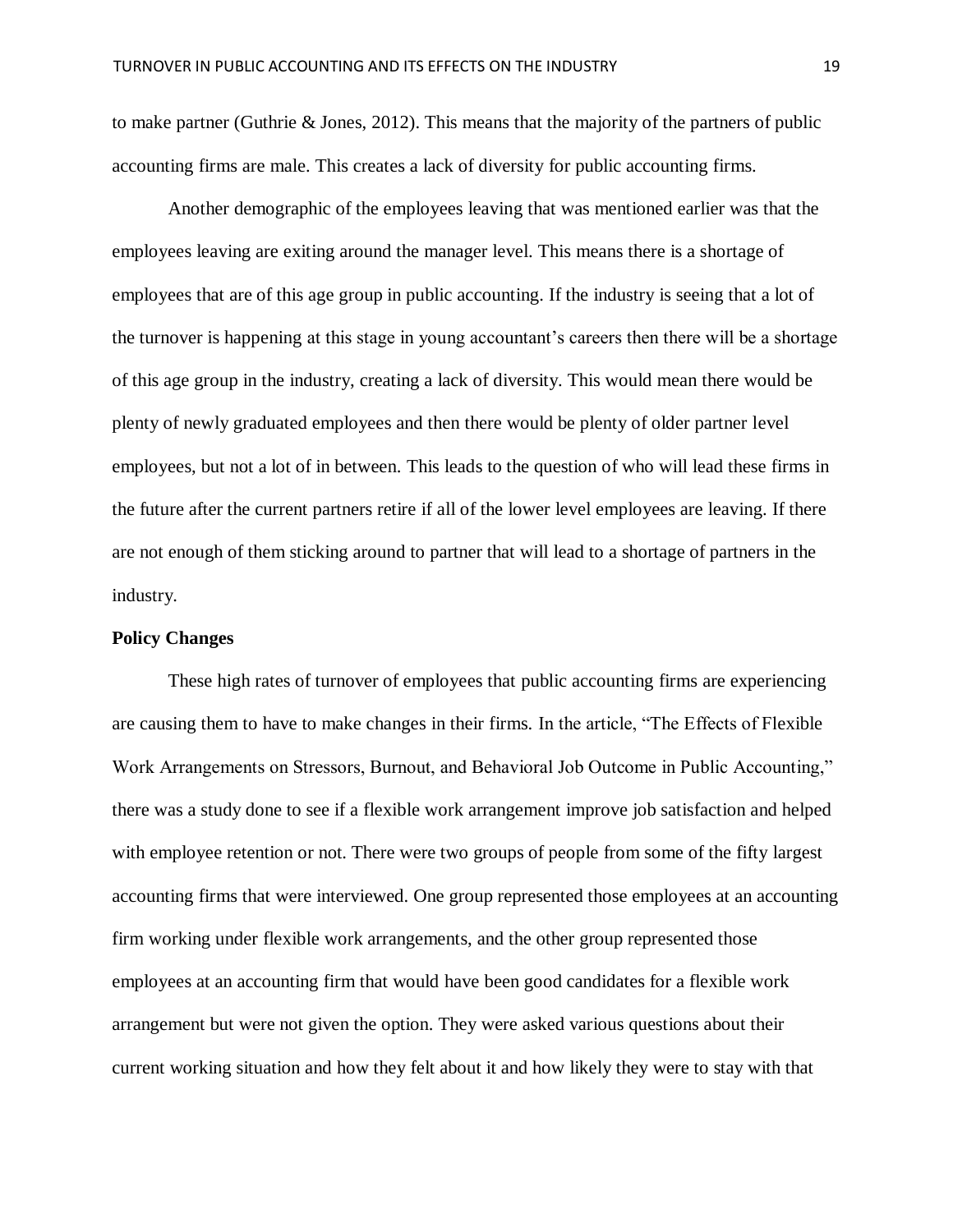to make partner (Guthrie & Jones, 2012). This means that the majority of the partners of public accounting firms are male. This creates a lack of diversity for public accounting firms.

Another demographic of the employees leaving that was mentioned earlier was that the employees leaving are exiting around the manager level. This means there is a shortage of employees that are of this age group in public accounting. If the industry is seeing that a lot of the turnover is happening at this stage in young accountant's careers then there will be a shortage of this age group in the industry, creating a lack of diversity. This would mean there would be plenty of newly graduated employees and then there would be plenty of older partner level employees, but not a lot of in between. This leads to the question of who will lead these firms in the future after the current partners retire if all of the lower level employees are leaving. If there are not enough of them sticking around to partner that will lead to a shortage of partners in the industry.

**Policy Changes**

These high rates of turnover of employees that public accounting firms are experiencing are causing them to have to make changes in their firms. In the article, "The Effects of Flexible Work Arrangements on Stressors, Burnout, and Behavioral Job Outcome in Public Accounting," there was a study done to see if a flexible work arrangement improve job satisfaction and helped with employee retention or not. There were two groups of people from some of the fifty largest accounting firms that were interviewed. One group represented those employees at an accounting firm working under flexible work arrangements, and the other group represented those employees at an accounting firm that would have been good candidates for a flexible work arrangement but were not given the option. They were asked various questions about their current working situation and how they felt about it and how likely they were to stay with that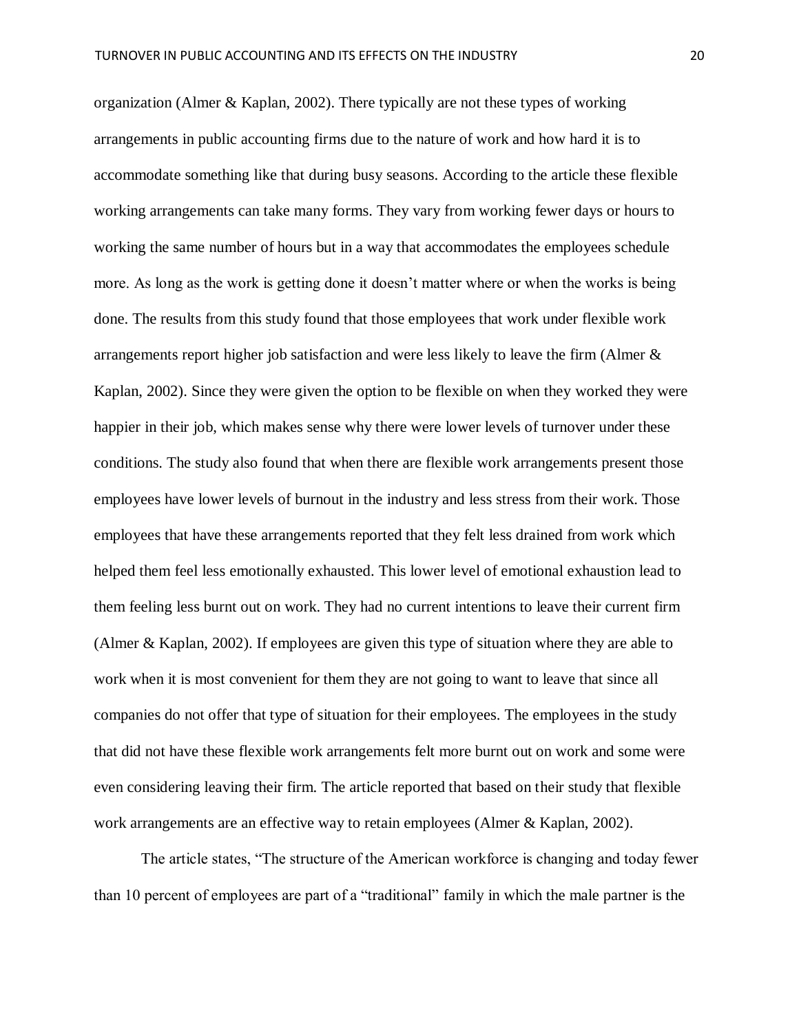organization (Almer & Kaplan, 2002). There typically are not these types of working arrangements in public accounting firms due to the nature of work and how hard it is to accommodate something like that during busy seasons. According to the article these flexible working arrangements can take many forms. They vary from working fewer days or hours to working the same number of hours but in a way that accommodates the employees schedule more. As long as the work is getting done it doesn't matter where or when the works is being done. The results from this study found that those employees that work under flexible work arrangements report higher job satisfaction and were less likely to leave the firm (Almer & Kaplan, 2002). Since they were given the option to be flexible on when they worked they were happier in their job, which makes sense why there were lower levels of turnover under these conditions. The study also found that when there are flexible work arrangements present those employees have lower levels of burnout in the industry and less stress from their work. Those employees that have these arrangements reported that they felt less drained from work which helped them feel less emotionally exhausted. This lower level of emotional exhaustion lead to them feeling less burnt out on work. They had no current intentions to leave their current firm (Almer & Kaplan, 2002). If employees are given this type of situation where they are able to work when it is most convenient for them they are not going to want to leave that since all companies do not offer that type of situation for their employees. The employees in the study that did not have these flexible work arrangements felt more burnt out on work and some were even considering leaving their firm. The article reported that based on their study that flexible work arrangements are an effective way to retain employees (Almer & Kaplan, 2002).

The article states, "The structure of the American workforce is changing and today fewer than 10 percent of employees are part of a "traditional" family in which the male partner is the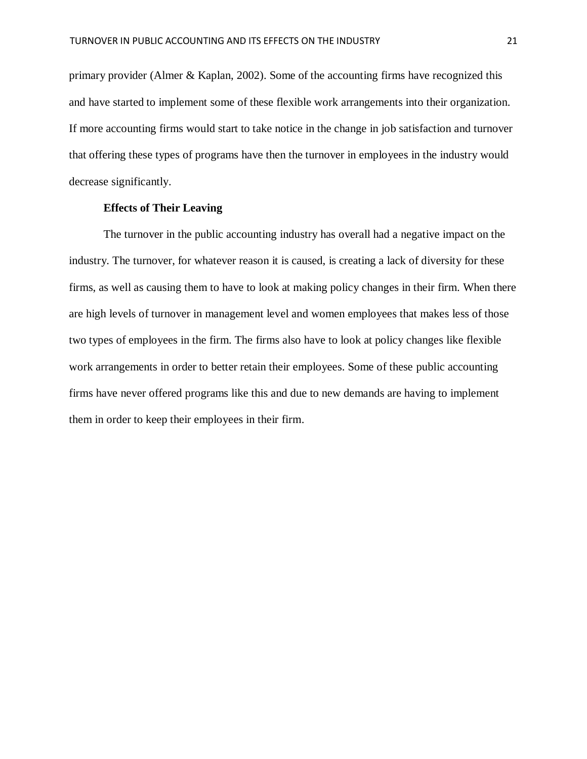primary provider (Almer & Kaplan, 2002). Some of the accounting firms have recognized this and have started to implement some of these flexible work arrangements into their organization. If more accounting firms would start to take notice in the change in job satisfaction and turnover that offering these types of programs have then the turnover in employees in the industry would decrease significantly.

### Effects of Their Leaving

The turnover in the public accounting industry has overall had a negative impact on the industry. The turnover, for whatever reason it is caused, is creating a lack of diversity for these firms, as well as causing them to have to look at making policy changes in their firm. When there are high levels of turnover in management level and women employees that makes less of those two types of employees in the firm. The firms also have to look at policy changes like flexible work arrangements in order to better retain their employees. Some of these public accounting firms have never offered programs like this and due to new demands are having to implement them in order to keep their employees in their firm.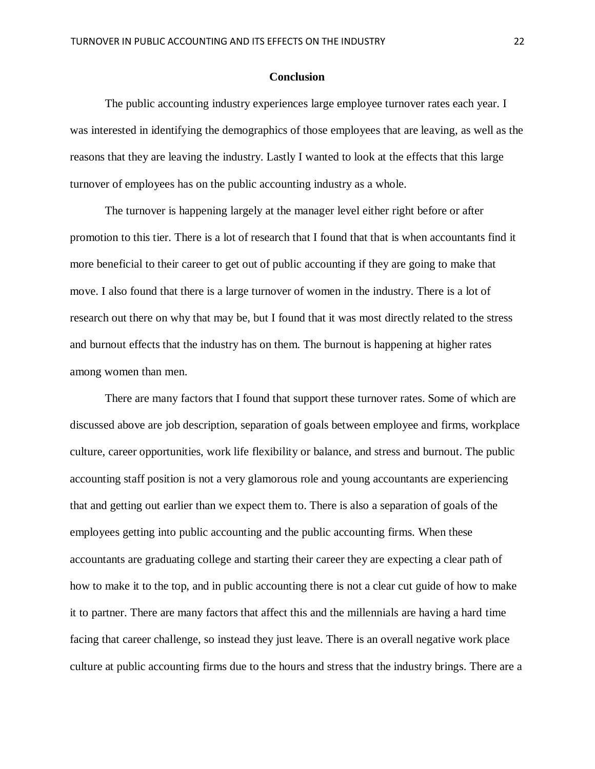## Conclusion

The public accounting industry experiences large employee turnover rates each year. I was interested in identifying the demographics of those employees that are leaving, as well as the reasons that they are leaving the industry. Lastly I wanted to look at the effects that this large turnover of employees has on the public accounting industry as a whole.

The turnover is happening largely at the manager level either right before or after promotion to this tier. There is a lot of research that I found that that is when accountants find it more beneficial to their career to get out of public accounting if they are going to make that move. I also found that there is a large turnover of women in the industry. There is a lot of research out there on why that may be, but I found that it was most directly related to the stress and burnout effects that the industry has on them. The burnout is happening at higher rates among women than men.

There are many factors that I found that support these turnover rates. Some of which are discussed above are job description, separation of goals between employee and firms, workplace culture, career opportunities, work life flexibility or balance, and stress and burnout. The public accounting staff position is not a very glamorous role and young accountants are experiencing that and getting out earlier than we expect them to. There is also a separation of goals of the employees getting into public accounting and the public accounting firms. When these accountants are graduating college and starting their career they are expecting a clear path of how to make it to the top, and in public accounting there is not a clear cut guide of how to make it to partner. There are many factors that affect this and the millennials are having a hard time facing that career challenge, so instead they just leave. There is an overall negative work place culture at public accounting firms due to the hours and stress that the industry brings. There are a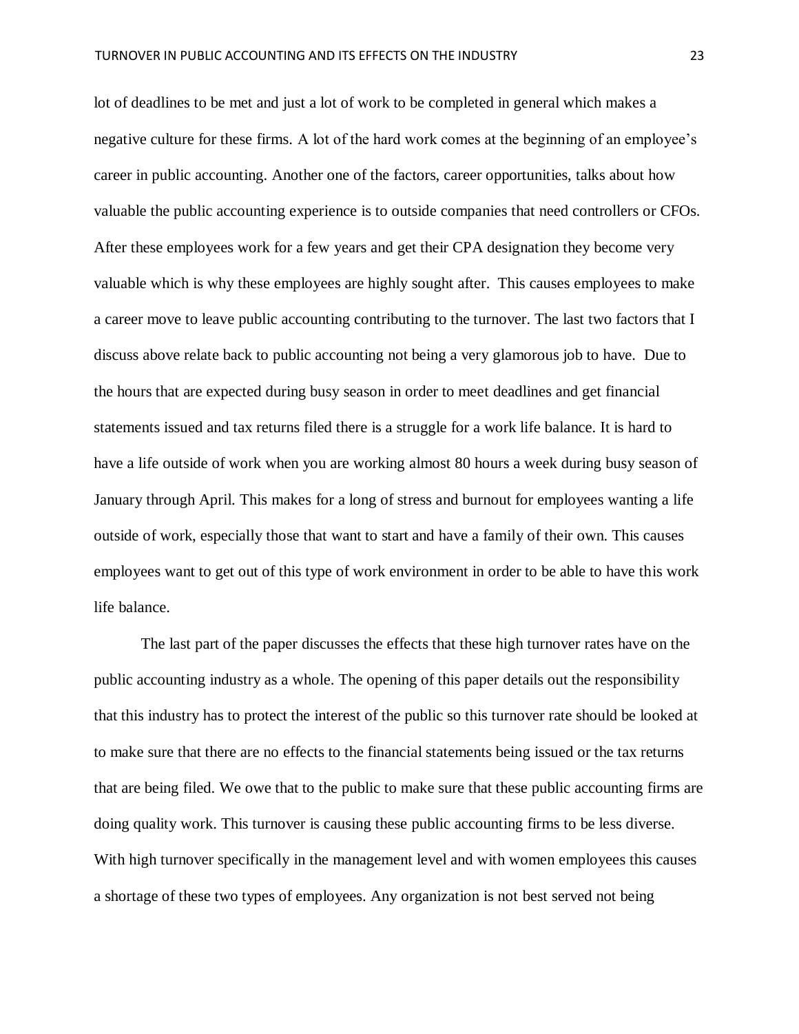lot of deadlines to be met and just a lot of work to be completed in general which makes a negative culture for these firms. A lot of the hard work comes at the beginning of an employee's career in public accounting. Another one of the factors, career opportunities, talks about how valuable the public accounting experience is to outside companies that need controllers or CFOs. After these employees work for a few years and get their CPA designation they become very valuable which is why these employees are highly sought after. This causes employees to make a career move to leave public accounting contributing to the turnover. The last two factors that I discuss above relate back to public accounting not being a very glamorous job to have. Due to the hours that are expected during busy season in order to meet deadlines and get financial statements issued and tax returns filed there is a struggle for a work life balance. It is hard to have a life outside of work when you are working almost 80 hours a week during busy season of January through April. This makes for a long of stress and burnout for employees wanting a life outside of work, especially those that want to start and have a family of their own. This causes employees want to get out of this type of work environment in order to be able to have this work life balance.

The last part of the paper discusses the effects that these high turnover rates have on the public accounting industry as a whole. The opening of this paper details out the responsibility that this industry has to protect the interest of the public so this turnover rate should be looked at to make sure that there are no effects to the financial statements being issued or the tax returns that are being filed. We owe that to the public to make sure that these public accounting firms are doing quality work. This turnover is causing these public accounting firms to be less diverse. With high turnover specifically in the management level and with women employees this causes a shortage of these two types of employees. Any organization is not best served not being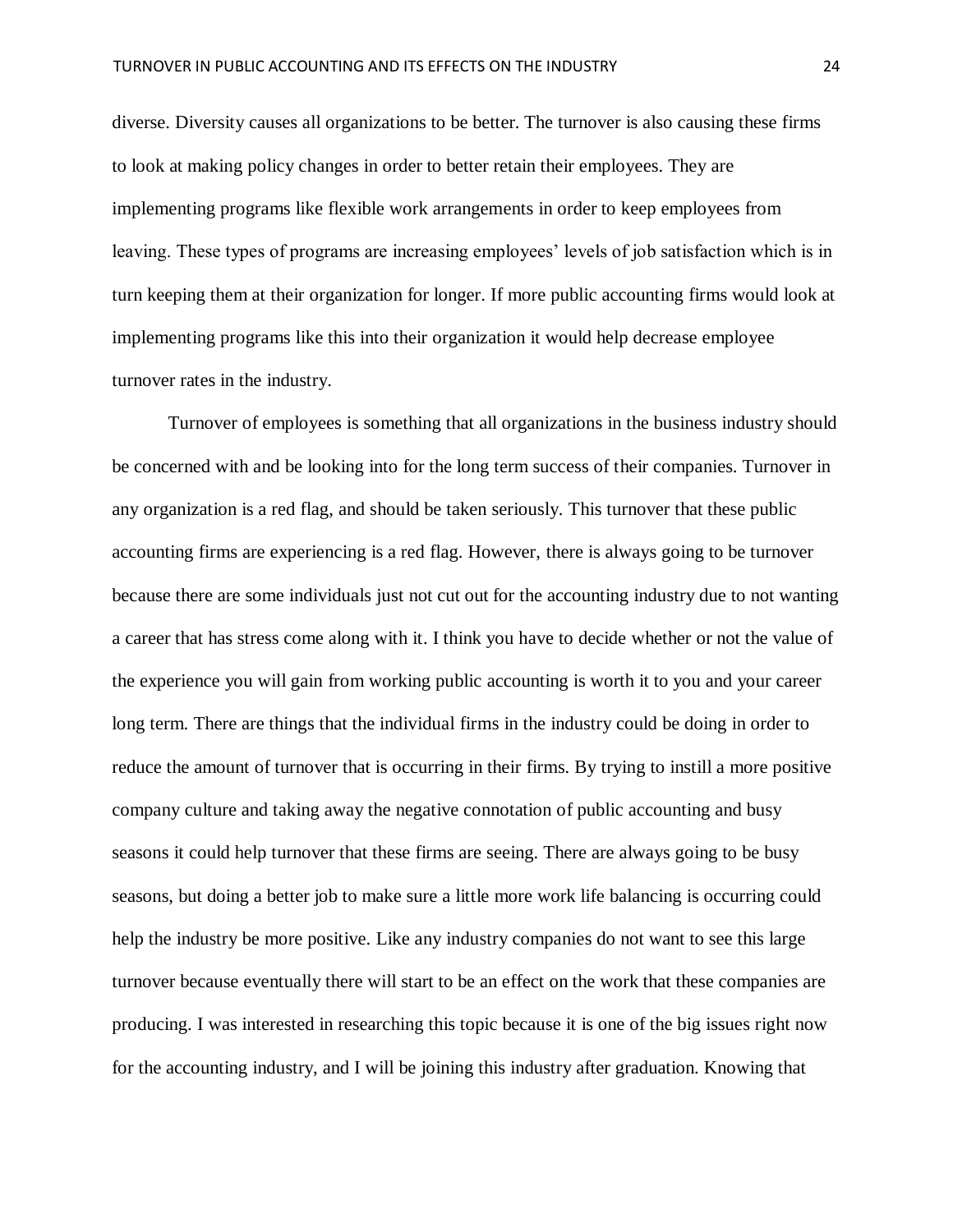diverse. Diversity causes all organizations to be better. The turnover is also causing these firms to look at making policy changes in order to better retain their employees. They are implementing programs like flexible work arrangements in order to keep employees from leaving. These types of programs are increasing employees' levels of job satisfaction which is in turn keeping them at their organization for longer. If more public accounting firms would look at implementing programs like this into their organization it would help decrease employee turnover rates in the industry.

Turnover of employees is something that all organizations in the business industry should be concerned with and be looking into for the long term success of their companies. Turnover in any organization is a red flag, and should be taken seriously. This turnover that these public accounting firms are experiencing is a red flag. However, there is always going to be turnover because there are some individuals just not cut out for the accounting industry due to not wanting a career that has stress come along with it. I think you have to decide whether or not the value of the experience you will gain from working public accounting is worth it to you and your career long term. There are things that the individual firms in the industry could be doing in order to reduce the amount of turnover that is occurring in their firms. By trying to instill a more positive company culture and taking away the negative connotation of public accounting and busy seasons it could help turnover that these firms are seeing. There are always going to be busy seasons, but doing a better job to make sure a little more work life balancing is occurring could help the industry be more positive. Like any industry companies do not want to see this large turnover because eventually there will start to be an effect on the work that these companies are producing. I was interested in researching this topic because it is one of the big issues right now for the accounting industry, and I will be joining this industry after graduation. Knowing that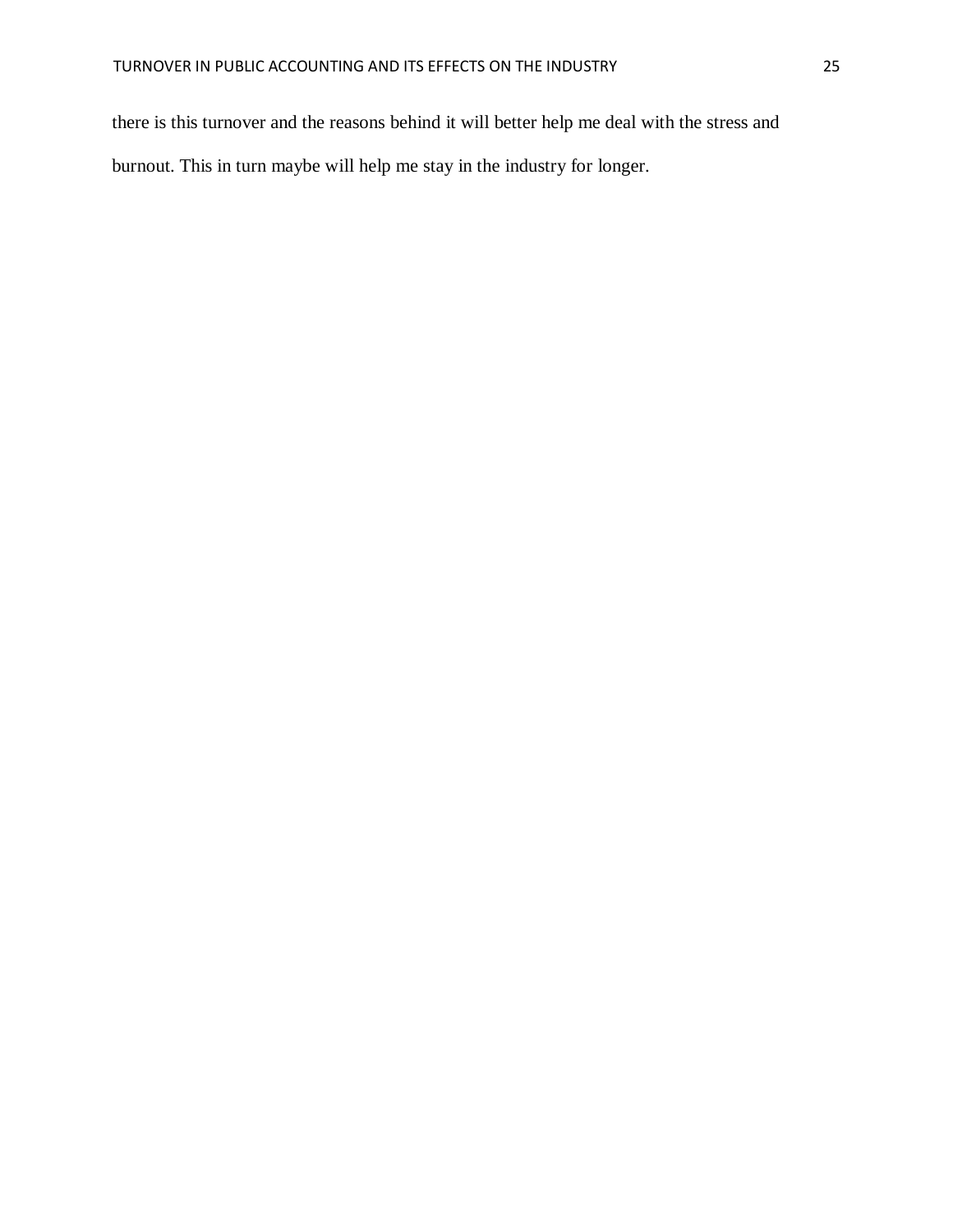there is this turnover and the reasons behind it will better help me deal with the stress and burnout. This in turn maybe will help me stay in the industry for longer.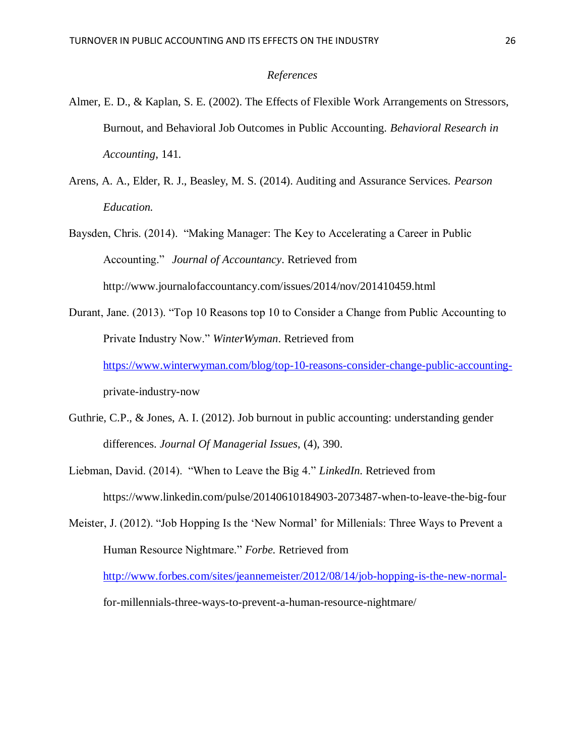*References*

Almer, E. D., & Kaplan, S. E. (2002). The Effects of Flexible Work Arrangements on Stressors, Burnout, and Behavioral Job Outcomes in Public Accounting. *Behavioral Research in Accounting*, 141.

Arens, A. A., Elder, R. J., Beasley, M. S. (2014). Auditing and Assurance Services. *Pearson Education.*

Baysden, Chris. (2014). "Making Manager: The Key to Accelerating a Career in Public Accounting." *Journal of Accountancy*. Retrieved from http://www.journalofaccountancy.com/issues/2014/nov/201410459.html

Durant, Jane. (2013). "Top 10 Reasons top 10 to Consider a Change from Public Accounting to Private Industry Now." *WinterWyman*. Retrieved from https://www.winterwyman.com/blog/top-10-reasons-consider-change-public-accounting-private-industry-now

Guthrie, C.P., & Jones, A. I. (2012). Job burnout in public accounting: understanding gender differences. *Journal Of Managerial Issues*, (4), 390.

Liebman, David. (2014). "When to Leave the Big 4." *LinkedIn.* Retrieved from https://www.linkedin.com/pulse/20140610184903-2073487-when-to-leave-the-big-four

Meister, J. (2012). "Job Hopping Is the 'New Normal' for Millenials: Three Ways to Prevent a Human Resource Nightmare." *Forbe.* Retrieved from http://www.forbes.com/sites/jeannemeister/2012/08/14/job-hopping-is-the-new-normal-for-millennials-three-ways-to-prevent-a-human-resource-nightmare/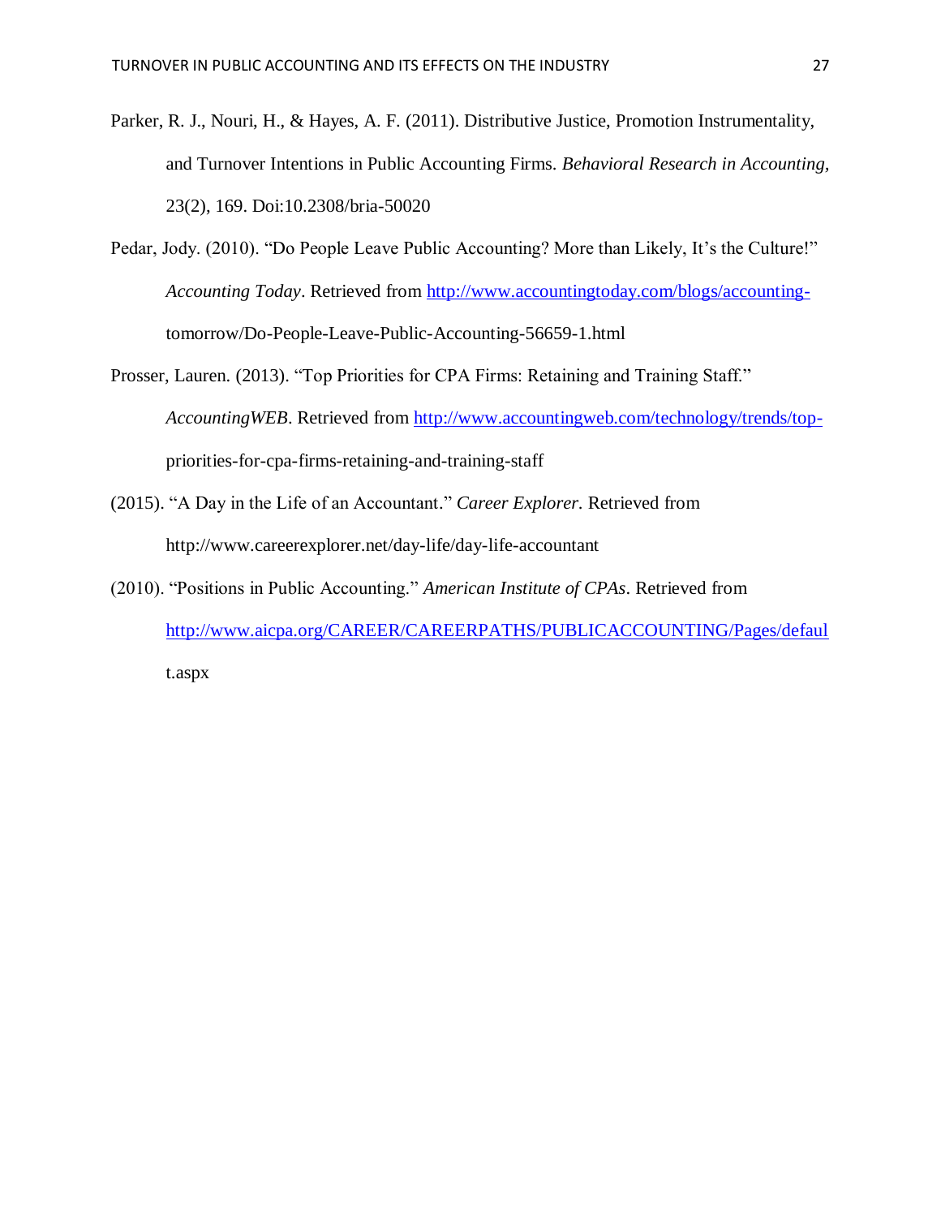Parker, R. J., Nouri, H., & Hayes, A. F. (2011). Distributive Justice, Promotion Instrumentality, and Turnover Intentions in Public Accounting Firms. *Behavioral Research in Accounting,* 23(2), 169. Doi:10.2308/bria-50020

Pedar, Jody. (2010). "Do People Leave Public Accounting? More than Likely, It's the Culture!" *Accounting Today*. Retrieved from http://www.accountingtoday.com/blogs/accounting-tomorrow/Do-People-Leave-Public-Accounting-56659-1.html

Prosser, Lauren. (2013). "Top Priorities for CPA Firms: Retaining and Training Staff." *AccountingWEB*. Retrieved from http://www.accountingweb.com/technology/trends/top-priorities-for-cpa-firms-retaining-and-training-staff

(2015). "A Day in the Life of an Accountant." *Career Explorer.* Retrieved from http://www.careerexplorer.net/day-life/day-life-accountant

(2010). "Positions in Public Accounting." *American Institute of CPAs*. Retrieved from http://www.aicpa.org/CAREER/CAREERPATHS/PUBLICACCOUNTING/Pages/default.aspx